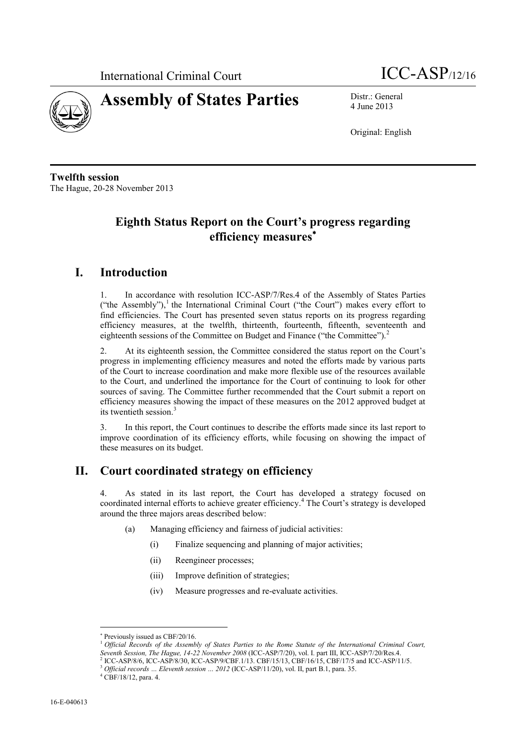International Criminal Court ICC-ASP/12/16

# Assembly of States Parties

Distr.: General
4 June 2013

Original: English

**Twelfth session**
The Hague, 20-28 November 2013

# Eighth Status Report on the Court's progress regarding efficiency measures[*]

## I. Introduction

1. In accordance with resolution ICC-ASP/7/Res.4 of the Assembly of States Parties ("the Assembly"),[1] the International Criminal Court ("the Court") makes every effort to find efficiencies. The Court has presented seven status reports on its progress regarding efficiency measures, at the twelfth, thirteenth, fourteenth, fifteenth, seventeenth and eighteenth sessions of the Committee on Budget and Finance ("the Committee").[2]

2. At its eighteenth session, the Committee considered the status report on the Court's progress in implementing efficiency measures and noted the efforts made by various parts of the Court to increase coordination and make more flexible use of the resources available to the Court, and underlined the importance for the Court of continuing to look for other sources of saving. The Committee further recommended that the Court submit a report on efficiency measures showing the impact of these measures on the 2012 approved budget at its twentieth session.[3]

3. In this report, the Court continues to describe the efforts made since its last report to improve coordination of its efficiency efforts, while focusing on showing the impact of these measures on its budget.

## II. Court coordinated strategy on efficiency

4. As stated in its last report, the Court has developed a strategy focused on coordinated internal efforts to achieve greater efficiency.[4] The Court's strategy is developed around the three majors areas described below:

(a) Managing efficiency and fairness of judicial activities:

(i) Finalize sequencing and planning of major activities;

(ii) Reengineer processes;

(iii) Improve definition of strategies;

(iv) Measure progresses and re-evaluate activities.

---

[*] Previously issued as CBF/20/16.

[1] *Official Records of the Assembly of States Parties to the Rome Statute of the International Criminal Court, Seventh Session, The Hague, 14-22 November 2008* (ICC-ASP/7/20), vol. I. part III, ICC-ASP/7/20/Res.4.

[2] ICC-ASP/8/6, ICC-ASP/8/30, ICC-ASP/9/CBF.1/13. CBF/15/13, CBF/16/15, CBF/17/5 and ICC-ASP/11/5.

[3] *Official records … Eleventh session … 2012* (ICC-ASP/11/20), vol. II, part B.1, para. 35.

[4] CBF/18/12, para. 4.

16-E-040613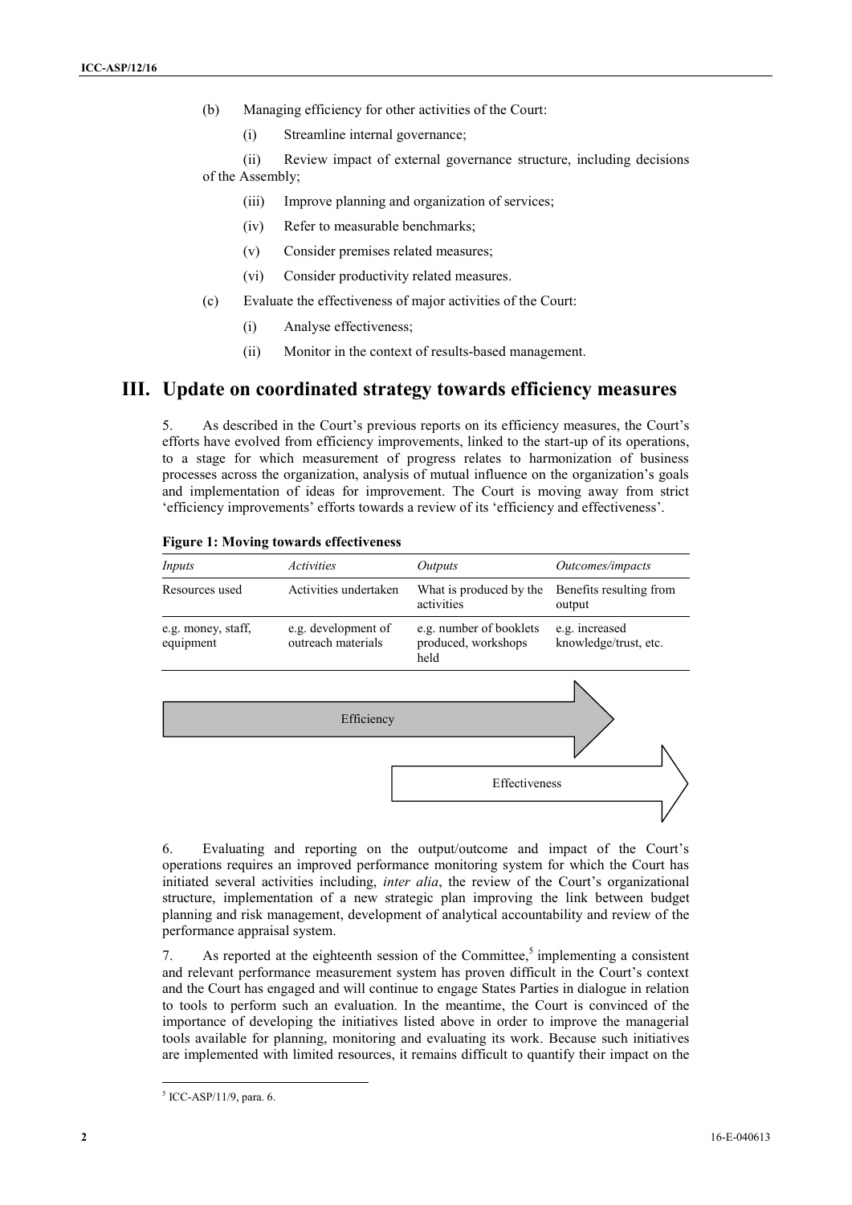(b) Managing efficiency for other activities of the Court:

(i) Streamline internal governance;

(ii) Review impact of external governance structure, including decisions of the Assembly;

(iii) Improve planning and organization of services;

(iv) Refer to measurable benchmarks;

(v) Consider premises related measures;

(vi) Consider productivity related measures.

(c) Evaluate the effectiveness of major activities of the Court:

(i) Analyse effectiveness;

(ii) Monitor in the context of results-based management.

# III. Update on coordinated strategy towards efficiency measures

5. As described in the Court's previous reports on its efficiency measures, the Court's efforts have evolved from efficiency improvements, linked to the start-up of its operations, to a stage for which measurement of progress relates to harmonization of business processes across the organization, analysis of mutual influence on the organization's goals and implementation of ideas for improvement. The Court is moving away from strict 'efficiency improvements' efforts towards a review of its 'efficiency and effectiveness'.

**Figure 1: Moving towards effectiveness**

| *Inputs* | *Activities* | *Outputs* | *Outcomes/impacts* |
|---|---|---|---|
| Resources used | Activities undertaken | What is produced by the activities | Benefits resulting from output |
| e.g. money, staff, equipment | e.g. development of outreach materials | e.g. number of booklets produced, workshops held | e.g. increased knowledge/trust, etc. |

Efficiency

Effectiveness

6. Evaluating and reporting on the output/outcome and impact of the Court's operations requires an improved performance monitoring system for which the Court has initiated several activities including, *inter alia*, the review of the Court's organizational structure, implementation of a new strategic plan improving the link between budget planning and risk management, development of analytical accountability and review of the performance appraisal system.

7. As reported at the eighteenth session of the Committee,[5] implementing a consistent and relevant performance measurement system has proven difficult in the Court's context and the Court has engaged and will continue to engage States Parties in dialogue in relation to tools to perform such an evaluation. In the meantime, the Court is convinced of the importance of developing the initiatives listed above in order to improve the managerial tools available for planning, monitoring and evaluating its work. Because such initiatives are implemented with limited resources, it remains difficult to quantify their impact on the

[5] ICC-ASP/11/9, para. 6.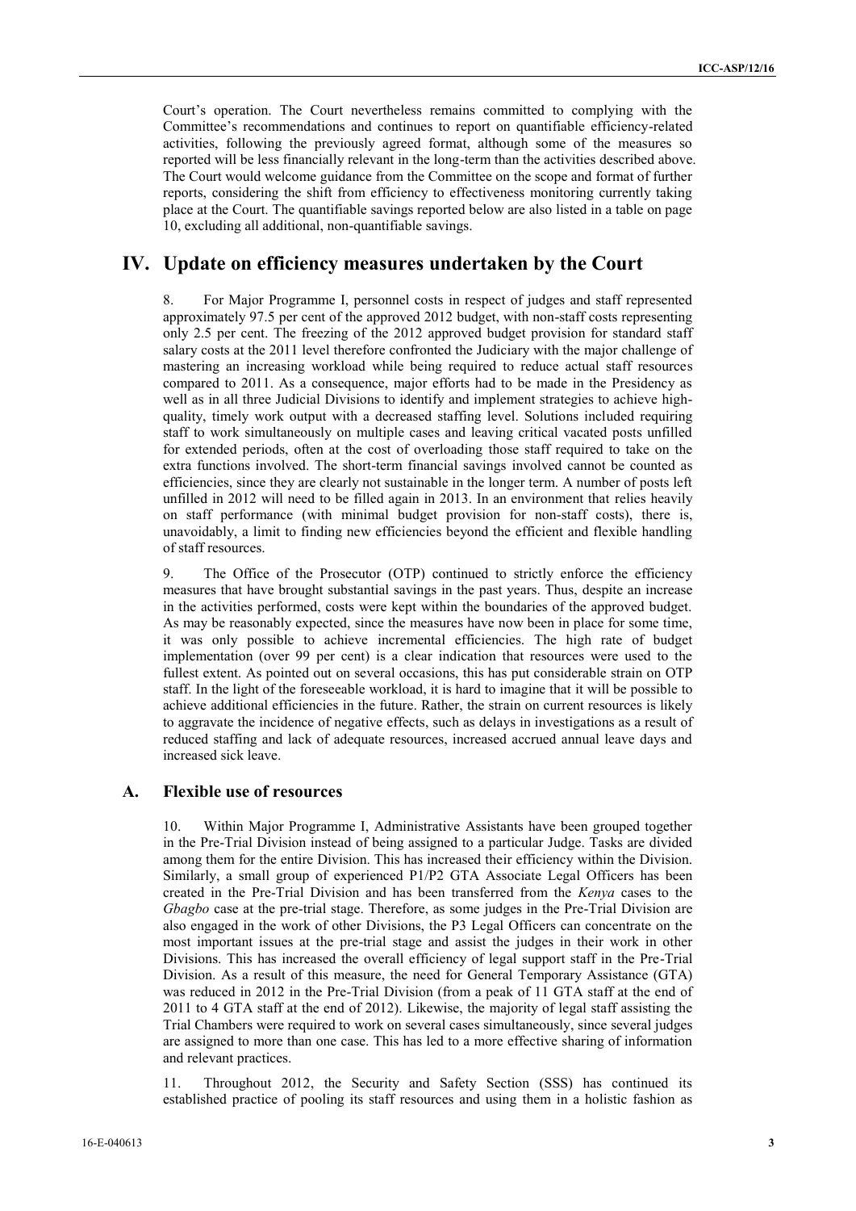Court's operation. The Court nevertheless remains committed to complying with the Committee's recommendations and continues to report on quantifiable efficiency-related activities, following the previously agreed format, although some of the measures so reported will be less financially relevant in the long-term than the activities described above. The Court would welcome guidance from the Committee on the scope and format of further reports, considering the shift from efficiency to effectiveness monitoring currently taking place at the Court. The quantifiable savings reported below are also listed in a table on page 10, excluding all additional, non-quantifiable savings.

# IV. Update on efficiency measures undertaken by the Court

8. For Major Programme I, personnel costs in respect of judges and staff represented approximately 97.5 per cent of the approved 2012 budget, with non-staff costs representing only 2.5 per cent. The freezing of the 2012 approved budget provision for standard staff salary costs at the 2011 level therefore confronted the Judiciary with the major challenge of mastering an increasing workload while being required to reduce actual staff resources compared to 2011. As a consequence, major efforts had to be made in the Presidency as well as in all three Judicial Divisions to identify and implement strategies to achieve high-quality, timely work output with a decreased staffing level. Solutions included requiring staff to work simultaneously on multiple cases and leaving critical vacated posts unfilled for extended periods, often at the cost of overloading those staff required to take on the extra functions involved. The short-term financial savings involved cannot be counted as efficiencies, since they are clearly not sustainable in the longer term. A number of posts left unfilled in 2012 will need to be filled again in 2013. In an environment that relies heavily on staff performance (with minimal budget provision for non-staff costs), there is, unavoidably, a limit to finding new efficiencies beyond the efficient and flexible handling of staff resources.

9. The Office of the Prosecutor (OTP) continued to strictly enforce the efficiency measures that have brought substantial savings in the past years. Thus, despite an increase in the activities performed, costs were kept within the boundaries of the approved budget. As may be reasonably expected, since the measures have now been in place for some time, it was only possible to achieve incremental efficiencies. The high rate of budget implementation (over 99 per cent) is a clear indication that resources were used to the fullest extent. As pointed out on several occasions, this has put considerable strain on OTP staff. In the light of the foreseeable workload, it is hard to imagine that it will be possible to achieve additional efficiencies in the future. Rather, the strain on current resources is likely to aggravate the incidence of negative effects, such as delays in investigations as a result of reduced staffing and lack of adequate resources, increased accrued annual leave days and increased sick leave.

## A. Flexible use of resources

10. Within Major Programme I, Administrative Assistants have been grouped together in the Pre-Trial Division instead of being assigned to a particular Judge. Tasks are divided among them for the entire Division. This has increased their efficiency within the Division. Similarly, a small group of experienced P1/P2 GTA Associate Legal Officers has been created in the Pre-Trial Division and has been transferred from the *Kenya* cases to the *Gbagbo* case at the pre-trial stage. Therefore, as some judges in the Pre-Trial Division are also engaged in the work of other Divisions, the P3 Legal Officers can concentrate on the most important issues at the pre-trial stage and assist the judges in their work in other Divisions. This has increased the overall efficiency of legal support staff in the Pre-Trial Division. As a result of this measure, the need for General Temporary Assistance (GTA) was reduced in 2012 in the Pre-Trial Division (from a peak of 11 GTA staff at the end of 2011 to 4 GTA staff at the end of 2012). Likewise, the majority of legal staff assisting the Trial Chambers were required to work on several cases simultaneously, since several judges are assigned to more than one case. This has led to a more effective sharing of information and relevant practices.

11. Throughout 2012, the Security and Safety Section (SSS) has continued its established practice of pooling its staff resources and using them in a holistic fashion as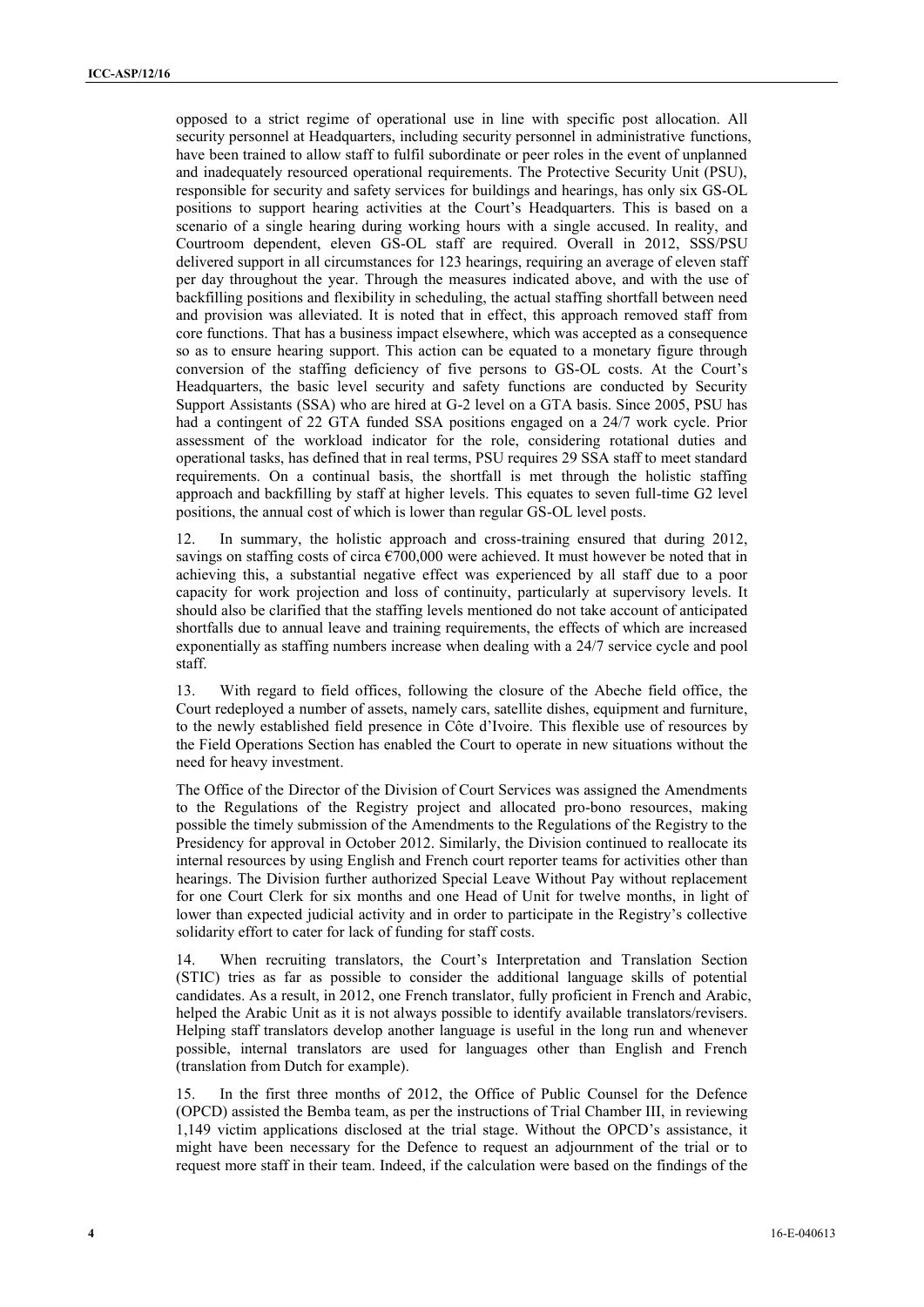opposed to a strict regime of operational use in line with specific post allocation. All security personnel at Headquarters, including security personnel in administrative functions, have been trained to allow staff to fulfil subordinate or peer roles in the event of unplanned and inadequately resourced operational requirements. The Protective Security Unit (PSU), responsible for security and safety services for buildings and hearings, has only six GS-OL positions to support hearing activities at the Court's Headquarters. This is based on a scenario of a single hearing during working hours with a single accused. In reality, and Courtroom dependent, eleven GS-OL staff are required. Overall in 2012, SSS/PSU delivered support in all circumstances for 123 hearings, requiring an average of eleven staff per day throughout the year. Through the measures indicated above, and with the use of backfilling positions and flexibility in scheduling, the actual staffing shortfall between need and provision was alleviated. It is noted that in effect, this approach removed staff from core functions. That has a business impact elsewhere, which was accepted as a consequence so as to ensure hearing support. This action can be equated to a monetary figure through conversion of the staffing deficiency of five persons to GS-OL costs. At the Court's Headquarters, the basic level security and safety functions are conducted by Security Support Assistants (SSA) who are hired at G-2 level on a GTA basis. Since 2005, PSU has had a contingent of 22 GTA funded SSA positions engaged on a 24/7 work cycle. Prior assessment of the workload indicator for the role, considering rotational duties and operational tasks, has defined that in real terms, PSU requires 29 SSA staff to meet standard requirements. On a continual basis, the shortfall is met through the holistic staffing approach and backfilling by staff at higher levels. This equates to seven full-time G2 level positions, the annual cost of which is lower than regular GS-OL level posts.

12. In summary, the holistic approach and cross-training ensured that during 2012, savings on staffing costs of circa €700,000 were achieved. It must however be noted that in achieving this, a substantial negative effect was experienced by all staff due to a poor capacity for work projection and loss of continuity, particularly at supervisory levels. It should also be clarified that the staffing levels mentioned do not take account of anticipated shortfalls due to annual leave and training requirements, the effects of which are increased exponentially as staffing numbers increase when dealing with a 24/7 service cycle and pool staff.

13. With regard to field offices, following the closure of the Abeche field office, the Court redeployed a number of assets, namely cars, satellite dishes, equipment and furniture, to the newly established field presence in Côte d'Ivoire. This flexible use of resources by the Field Operations Section has enabled the Court to operate in new situations without the need for heavy investment.

The Office of the Director of the Division of Court Services was assigned the Amendments to the Regulations of the Registry project and allocated pro-bono resources, making possible the timely submission of the Amendments to the Regulations of the Registry to the Presidency for approval in October 2012. Similarly, the Division continued to reallocate its internal resources by using English and French court reporter teams for activities other than hearings. The Division further authorized Special Leave Without Pay without replacement for one Court Clerk for six months and one Head of Unit for twelve months, in light of lower than expected judicial activity and in order to participate in the Registry's collective solidarity effort to cater for lack of funding for staff costs.

14. When recruiting translators, the Court's Interpretation and Translation Section (STIC) tries as far as possible to consider the additional language skills of potential candidates. As a result, in 2012, one French translator, fully proficient in French and Arabic, helped the Arabic Unit as it is not always possible to identify available translators/revisers. Helping staff translators develop another language is useful in the long run and whenever possible, internal translators are used for languages other than English and French (translation from Dutch for example).

15. In the first three months of 2012, the Office of Public Counsel for the Defence (OPCD) assisted the Bemba team, as per the instructions of Trial Chamber III, in reviewing 1,149 victim applications disclosed at the trial stage. Without the OPCD's assistance, it might have been necessary for the Defence to request an adjournment of the trial or to request more staff in their team. Indeed, if the calculation were based on the findings of the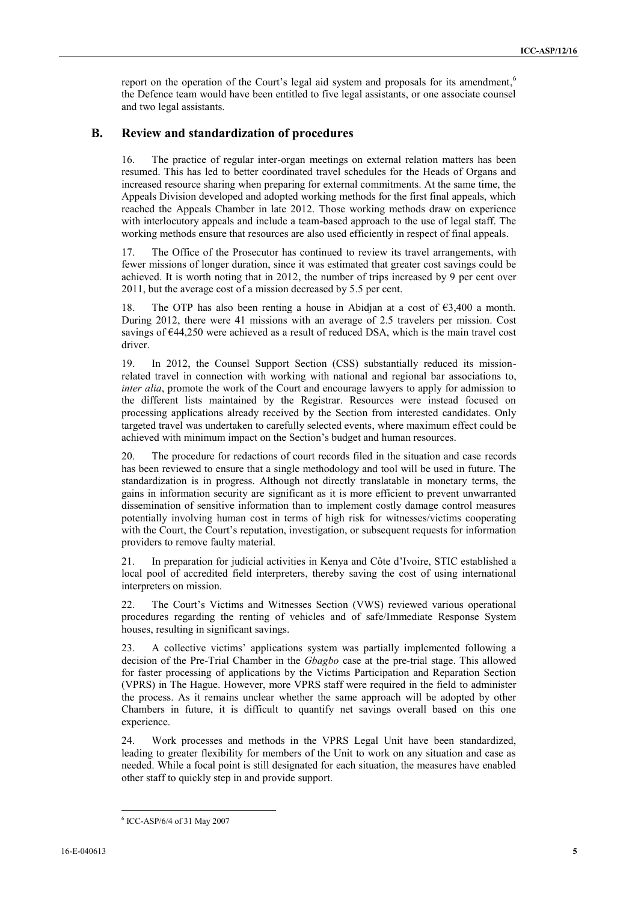report on the operation of the Court's legal aid system and proposals for its amendment,[6] the Defence team would have been entitled to five legal assistants, or one associate counsel and two legal assistants.

## B. Review and standardization of procedures

16. The practice of regular inter-organ meetings on external relation matters has been resumed. This has led to better coordinated travel schedules for the Heads of Organs and increased resource sharing when preparing for external commitments. At the same time, the Appeals Division developed and adopted working methods for the first final appeals, which reached the Appeals Chamber in late 2012. Those working methods draw on experience with interlocutory appeals and include a team-based approach to the use of legal staff. The working methods ensure that resources are also used efficiently in respect of final appeals.

17. The Office of the Prosecutor has continued to review its travel arrangements, with fewer missions of longer duration, since it was estimated that greater cost savings could be achieved. It is worth noting that in 2012, the number of trips increased by 9 per cent over 2011, but the average cost of a mission decreased by 5.5 per cent.

18. The OTP has also been renting a house in Abidjan at a cost of €3,400 a month. During 2012, there were 41 missions with an average of 2.5 travelers per mission. Cost savings of €44,250 were achieved as a result of reduced DSA, which is the main travel cost driver.

19. In 2012, the Counsel Support Section (CSS) substantially reduced its mission-related travel in connection with working with national and regional bar associations to, *inter alia*, promote the work of the Court and encourage lawyers to apply for admission to the different lists maintained by the Registrar. Resources were instead focused on processing applications already received by the Section from interested candidates. Only targeted travel was undertaken to carefully selected events, where maximum effect could be achieved with minimum impact on the Section's budget and human resources.

20. The procedure for redactions of court records filed in the situation and case records has been reviewed to ensure that a single methodology and tool will be used in future. The standardization is in progress. Although not directly translatable in monetary terms, the gains in information security are significant as it is more efficient to prevent unwarranted dissemination of sensitive information than to implement costly damage control measures potentially involving human cost in terms of high risk for witnesses/victims cooperating with the Court, the Court's reputation, investigation, or subsequent requests for information providers to remove faulty material.

21. In preparation for judicial activities in Kenya and Côte d'Ivoire, STIC established a local pool of accredited field interpreters, thereby saving the cost of using international interpreters on mission.

22. The Court's Victims and Witnesses Section (VWS) reviewed various operational procedures regarding the renting of vehicles and of safe/Immediate Response System houses, resulting in significant savings.

23. A collective victims' applications system was partially implemented following a decision of the Pre-Trial Chamber in the *Gbagbo* case at the pre-trial stage. This allowed for faster processing of applications by the Victims Participation and Reparation Section (VPRS) in The Hague. However, more VPRS staff were required in the field to administer the process. As it remains unclear whether the same approach will be adopted by other Chambers in future, it is difficult to quantify net savings overall based on this one experience.

24. Work processes and methods in the VPRS Legal Unit have been standardized, leading to greater flexibility for members of the Unit to work on any situation and case as needed. While a focal point is still designated for each situation, the measures have enabled other staff to quickly step in and provide support.

[6] ICC-ASP/6/4 of 31 May 2007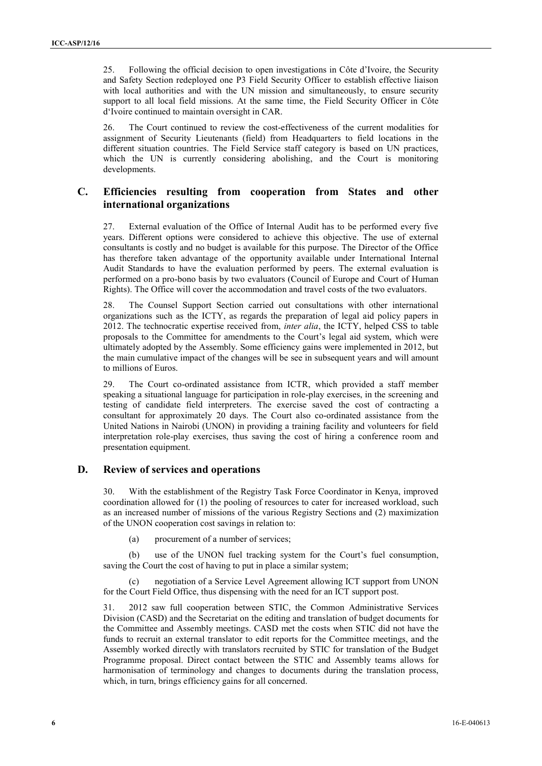25. Following the official decision to open investigations in Côte d'Ivoire, the Security and Safety Section redeployed one P3 Field Security Officer to establish effective liaison with local authorities and with the UN mission and simultaneously, to ensure security support to all local field missions. At the same time, the Field Security Officer in Côte d'Ivoire continued to maintain oversight in CAR.

26. The Court continued to review the cost-effectiveness of the current modalities for assignment of Security Lieutenants (field) from Headquarters to field locations in the different situation countries. The Field Service staff category is based on UN practices, which the UN is currently considering abolishing, and the Court is monitoring developments.

## C. Efficiencies resulting from cooperation from States and other international organizations

27. External evaluation of the Office of Internal Audit has to be performed every five years. Different options were considered to achieve this objective. The use of external consultants is costly and no budget is available for this purpose. The Director of the Office has therefore taken advantage of the opportunity available under International Internal Audit Standards to have the evaluation performed by peers. The external evaluation is performed on a pro-bono basis by two evaluators (Council of Europe and Court of Human Rights). The Office will cover the accommodation and travel costs of the two evaluators.

28. The Counsel Support Section carried out consultations with other international organizations such as the ICTY, as regards the preparation of legal aid policy papers in 2012. The technocratic expertise received from, *inter alia*, the ICTY, helped CSS to table proposals to the Committee for amendments to the Court's legal aid system, which were ultimately adopted by the Assembly. Some efficiency gains were implemented in 2012, but the main cumulative impact of the changes will be see in subsequent years and will amount to millions of Euros.

29. The Court co-ordinated assistance from ICTR, which provided a staff member speaking a situational language for participation in role-play exercises, in the screening and testing of candidate field interpreters. The exercise saved the cost of contracting a consultant for approximately 20 days. The Court also co-ordinated assistance from the United Nations in Nairobi (UNON) in providing a training facility and volunteers for field interpretation role-play exercises, thus saving the cost of hiring a conference room and presentation equipment.

## D. Review of services and operations

30. With the establishment of the Registry Task Force Coordinator in Kenya, improved coordination allowed for (1) the pooling of resources to cater for increased workload, such as an increased number of missions of the various Registry Sections and (2) maximization of the UNON cooperation cost savings in relation to:

(a) procurement of a number of services;

(b) use of the UNON fuel tracking system for the Court's fuel consumption, saving the Court the cost of having to put in place a similar system;

(c) negotiation of a Service Level Agreement allowing ICT support from UNON for the Court Field Office, thus dispensing with the need for an ICT support post.

31. 2012 saw full cooperation between STIC, the Common Administrative Services Division (CASD) and the Secretariat on the editing and translation of budget documents for the Committee and Assembly meetings. CASD met the costs when STIC did not have the funds to recruit an external translator to edit reports for the Committee meetings, and the Assembly worked directly with translators recruited by STIC for translation of the Budget Programme proposal. Direct contact between the STIC and Assembly teams allows for harmonisation of terminology and changes to documents during the translation process, which, in turn, brings efficiency gains for all concerned.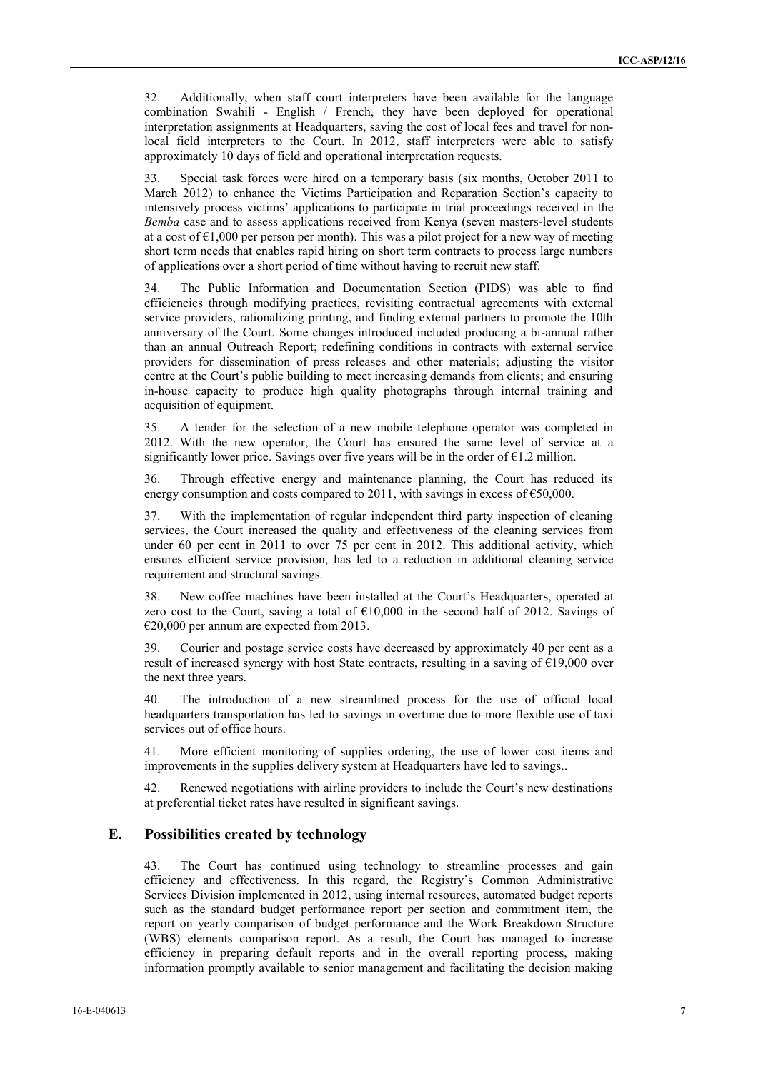32. Additionally, when staff court interpreters have been available for the language combination Swahili - English / French, they have been deployed for operational interpretation assignments at Headquarters, saving the cost of local fees and travel for non-local field interpreters to the Court. In 2012, staff interpreters were able to satisfy approximately 10 days of field and operational interpretation requests.

33. Special task forces were hired on a temporary basis (six months, October 2011 to March 2012) to enhance the Victims Participation and Reparation Section's capacity to intensively process victims' applications to participate in trial proceedings received in the *Bemba* case and to assess applications received from Kenya (seven masters-level students at a cost of €1,000 per person per month). This was a pilot project for a new way of meeting short term needs that enables rapid hiring on short term contracts to process large numbers of applications over a short period of time without having to recruit new staff.

34. The Public Information and Documentation Section (PIDS) was able to find efficiencies through modifying practices, revisiting contractual agreements with external service providers, rationalizing printing, and finding external partners to promote the 10th anniversary of the Court. Some changes introduced included producing a bi-annual rather than an annual Outreach Report; redefining conditions in contracts with external service providers for dissemination of press releases and other materials; adjusting the visitor centre at the Court's public building to meet increasing demands from clients; and ensuring in-house capacity to produce high quality photographs through internal training and acquisition of equipment.

35. A tender for the selection of a new mobile telephone operator was completed in 2012. With the new operator, the Court has ensured the same level of service at a significantly lower price. Savings over five years will be in the order of €1.2 million.

36. Through effective energy and maintenance planning, the Court has reduced its energy consumption and costs compared to 2011, with savings in excess of €50,000.

37. With the implementation of regular independent third party inspection of cleaning services, the Court increased the quality and effectiveness of the cleaning services from under 60 per cent in 2011 to over 75 per cent in 2012. This additional activity, which ensures efficient service provision, has led to a reduction in additional cleaning service requirement and structural savings.

38. New coffee machines have been installed at the Court's Headquarters, operated at zero cost to the Court, saving a total of €10,000 in the second half of 2012. Savings of €20,000 per annum are expected from 2013.

39. Courier and postage service costs have decreased by approximately 40 per cent as a result of increased synergy with host State contracts, resulting in a saving of €19,000 over the next three years.

40. The introduction of a new streamlined process for the use of official local headquarters transportation has led to savings in overtime due to more flexible use of taxi services out of office hours.

41. More efficient monitoring of supplies ordering, the use of lower cost items and improvements in the supplies delivery system at Headquarters have led to savings..

42. Renewed negotiations with airline providers to include the Court's new destinations at preferential ticket rates have resulted in significant savings.

## E. Possibilities created by technology

43. The Court has continued using technology to streamline processes and gain efficiency and effectiveness. In this regard, the Registry's Common Administrative Services Division implemented in 2012, using internal resources, automated budget reports such as the standard budget performance report per section and commitment item, the report on yearly comparison of budget performance and the Work Breakdown Structure (WBS) elements comparison report. As a result, the Court has managed to increase efficiency in preparing default reports and in the overall reporting process, making information promptly available to senior management and facilitating the decision making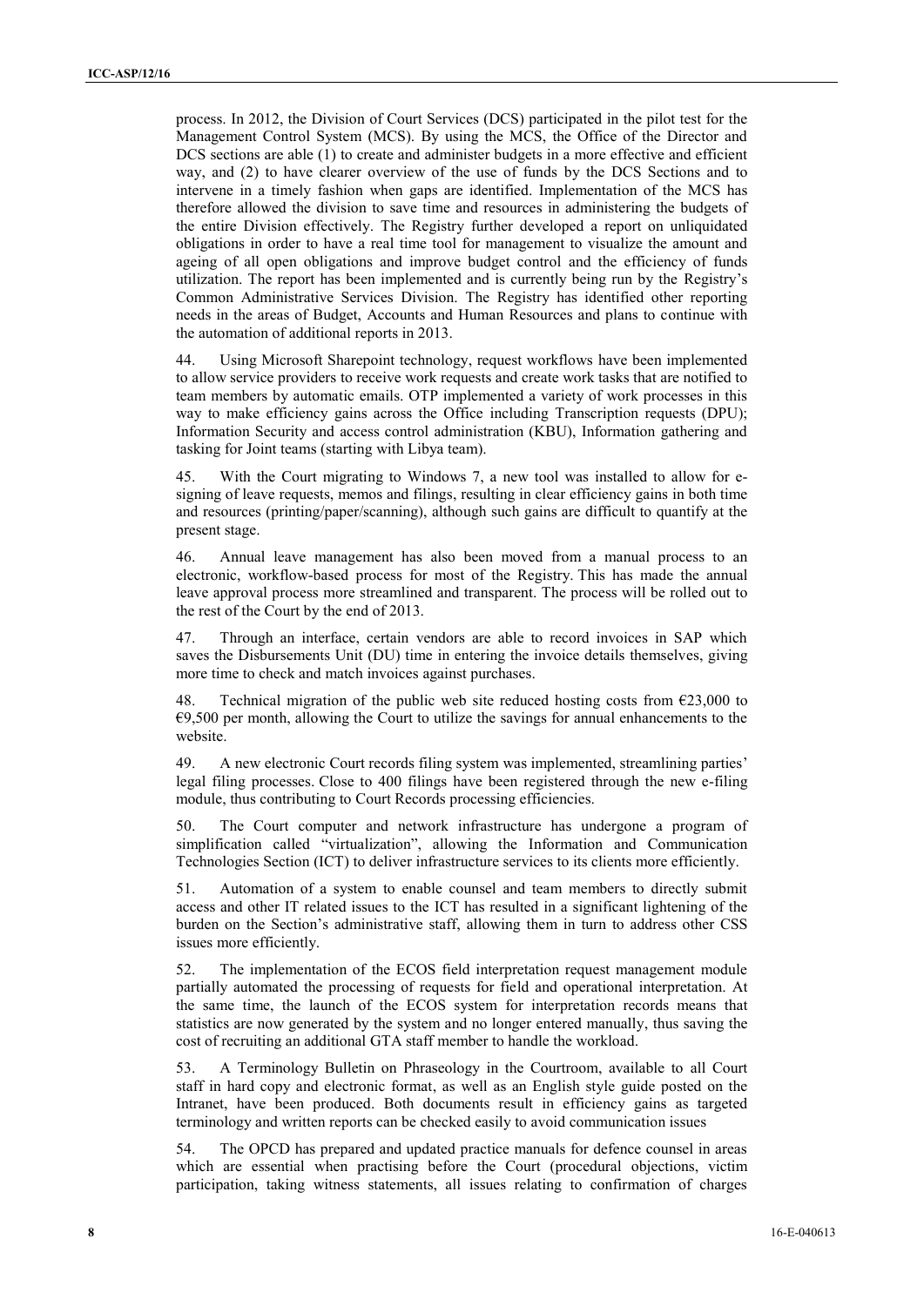process. In 2012, the Division of Court Services (DCS) participated in the pilot test for the Management Control System (MCS). By using the MCS, the Office of the Director and DCS sections are able (1) to create and administer budgets in a more effective and efficient way, and (2) to have clearer overview of the use of funds by the DCS Sections and to intervene in a timely fashion when gaps are identified. Implementation of the MCS has therefore allowed the division to save time and resources in administering the budgets of the entire Division effectively. The Registry further developed a report on unliquidated obligations in order to have a real time tool for management to visualize the amount and ageing of all open obligations and improve budget control and the efficiency of funds utilization. The report has been implemented and is currently being run by the Registry's Common Administrative Services Division. The Registry has identified other reporting needs in the areas of Budget, Accounts and Human Resources and plans to continue with the automation of additional reports in 2013.

44. Using Microsoft Sharepoint technology, request workflows have been implemented to allow service providers to receive work requests and create work tasks that are notified to team members by automatic emails. OTP implemented a variety of work processes in this way to make efficiency gains across the Office including Transcription requests (DPU); Information Security and access control administration (KBU), Information gathering and tasking for Joint teams (starting with Libya team).

45. With the Court migrating to Windows 7, a new tool was installed to allow for e-signing of leave requests, memos and filings, resulting in clear efficiency gains in both time and resources (printing/paper/scanning), although such gains are difficult to quantify at the present stage.

46. Annual leave management has also been moved from a manual process to an electronic, workflow-based process for most of the Registry. This has made the annual leave approval process more streamlined and transparent. The process will be rolled out to the rest of the Court by the end of 2013.

47. Through an interface, certain vendors are able to record invoices in SAP which saves the Disbursements Unit (DU) time in entering the invoice details themselves, giving more time to check and match invoices against purchases.

48. Technical migration of the public web site reduced hosting costs from €23,000 to €9,500 per month, allowing the Court to utilize the savings for annual enhancements to the website.

49. A new electronic Court records filing system was implemented, streamlining parties' legal filing processes. Close to 400 filings have been registered through the new e-filing module, thus contributing to Court Records processing efficiencies.

50. The Court computer and network infrastructure has undergone a program of simplification called "virtualization", allowing the Information and Communication Technologies Section (ICT) to deliver infrastructure services to its clients more efficiently.

51. Automation of a system to enable counsel and team members to directly submit access and other IT related issues to the ICT has resulted in a significant lightening of the burden on the Section's administrative staff, allowing them in turn to address other CSS issues more efficiently.

52. The implementation of the ECOS field interpretation request management module partially automated the processing of requests for field and operational interpretation. At the same time, the launch of the ECOS system for interpretation records means that statistics are now generated by the system and no longer entered manually, thus saving the cost of recruiting an additional GTA staff member to handle the workload.

53. A Terminology Bulletin on Phraseology in the Courtroom, available to all Court staff in hard copy and electronic format, as well as an English style guide posted on the Intranet, have been produced. Both documents result in efficiency gains as targeted terminology and written reports can be checked easily to avoid communication issues

54. The OPCD has prepared and updated practice manuals for defence counsel in areas which are essential when practising before the Court (procedural objections, victim participation, taking witness statements, all issues relating to confirmation of charges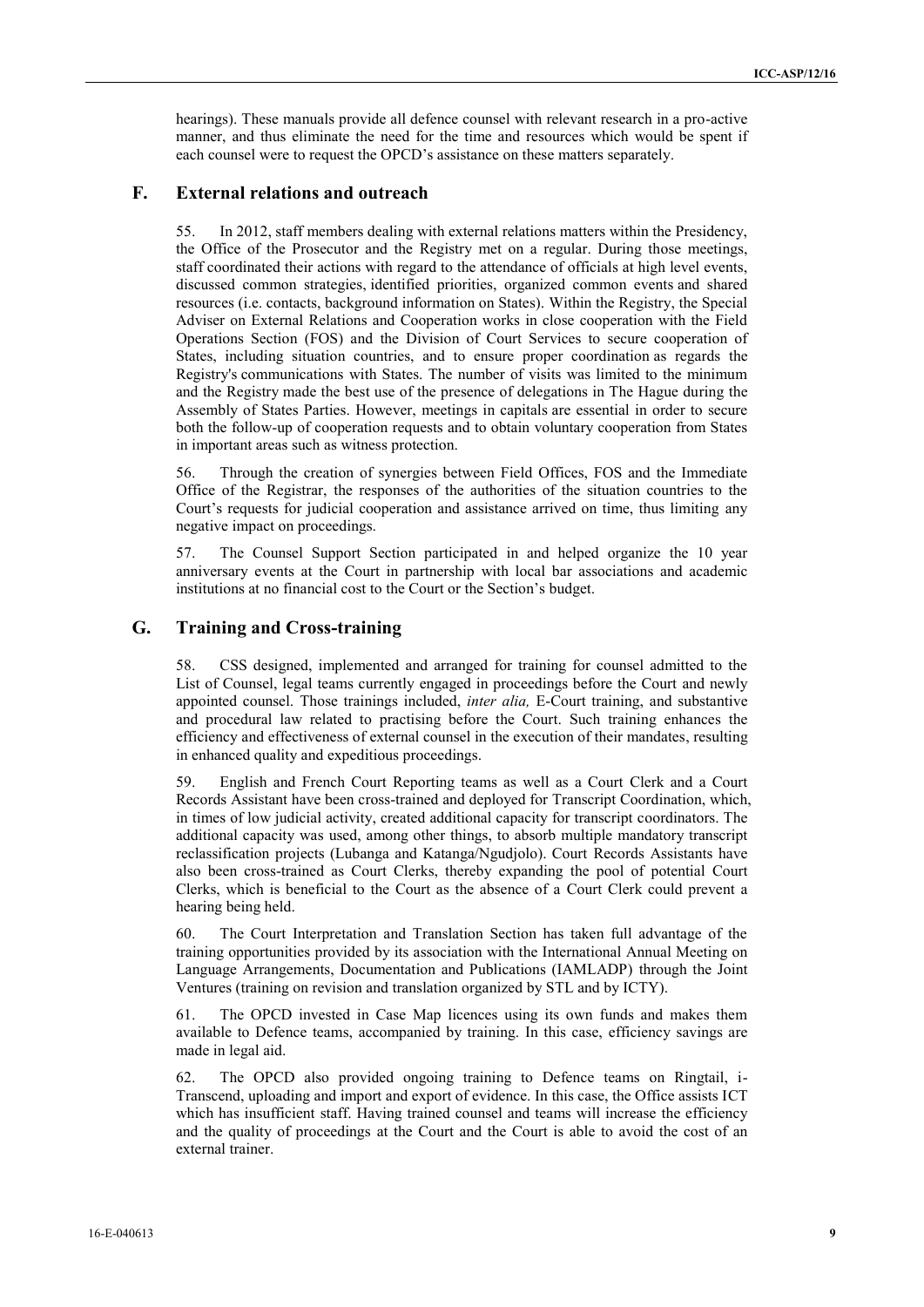hearings). These manuals provide all defence counsel with relevant research in a pro-active manner, and thus eliminate the need for the time and resources which would be spent if each counsel were to request the OPCD's assistance on these matters separately.

## F. External relations and outreach

55. In 2012, staff members dealing with external relations matters within the Presidency, the Office of the Prosecutor and the Registry met on a regular. During those meetings, staff coordinated their actions with regard to the attendance of officials at high level events, discussed common strategies, identified priorities, organized common events and shared resources (i.e. contacts, background information on States). Within the Registry, the Special Adviser on External Relations and Cooperation works in close cooperation with the Field Operations Section (FOS) and the Division of Court Services to secure cooperation of States, including situation countries, and to ensure proper coordination as regards the Registry's communications with States. The number of visits was limited to the minimum and the Registry made the best use of the presence of delegations in The Hague during the Assembly of States Parties. However, meetings in capitals are essential in order to secure both the follow-up of cooperation requests and to obtain voluntary cooperation from States in important areas such as witness protection.

56. Through the creation of synergies between Field Offices, FOS and the Immediate Office of the Registrar, the responses of the authorities of the situation countries to the Court's requests for judicial cooperation and assistance arrived on time, thus limiting any negative impact on proceedings.

57. The Counsel Support Section participated in and helped organize the 10 year anniversary events at the Court in partnership with local bar associations and academic institutions at no financial cost to the Court or the Section's budget.

## G. Training and Cross-training

58. CSS designed, implemented and arranged for training for counsel admitted to the List of Counsel, legal teams currently engaged in proceedings before the Court and newly appointed counsel. Those trainings included, *inter alia,* E-Court training, and substantive and procedural law related to practising before the Court. Such training enhances the efficiency and effectiveness of external counsel in the execution of their mandates, resulting in enhanced quality and expeditious proceedings.

59. English and French Court Reporting teams as well as a Court Clerk and a Court Records Assistant have been cross-trained and deployed for Transcript Coordination, which, in times of low judicial activity, created additional capacity for transcript coordinators. The additional capacity was used, among other things, to absorb multiple mandatory transcript reclassification projects (Lubanga and Katanga/Ngudjolo). Court Records Assistants have also been cross-trained as Court Clerks, thereby expanding the pool of potential Court Clerks, which is beneficial to the Court as the absence of a Court Clerk could prevent a hearing being held.

60. The Court Interpretation and Translation Section has taken full advantage of the training opportunities provided by its association with the International Annual Meeting on Language Arrangements, Documentation and Publications (IAMLADP) through the Joint Ventures (training on revision and translation organized by STL and by ICTY).

61. The OPCD invested in Case Map licences using its own funds and makes them available to Defence teams, accompanied by training. In this case, efficiency savings are made in legal aid.

62. The OPCD also provided ongoing training to Defence teams on Ringtail, i-Transcend, uploading and import and export of evidence. In this case, the Office assists ICT which has insufficient staff. Having trained counsel and teams will increase the efficiency and the quality of proceedings at the Court and the Court is able to avoid the cost of an external trainer.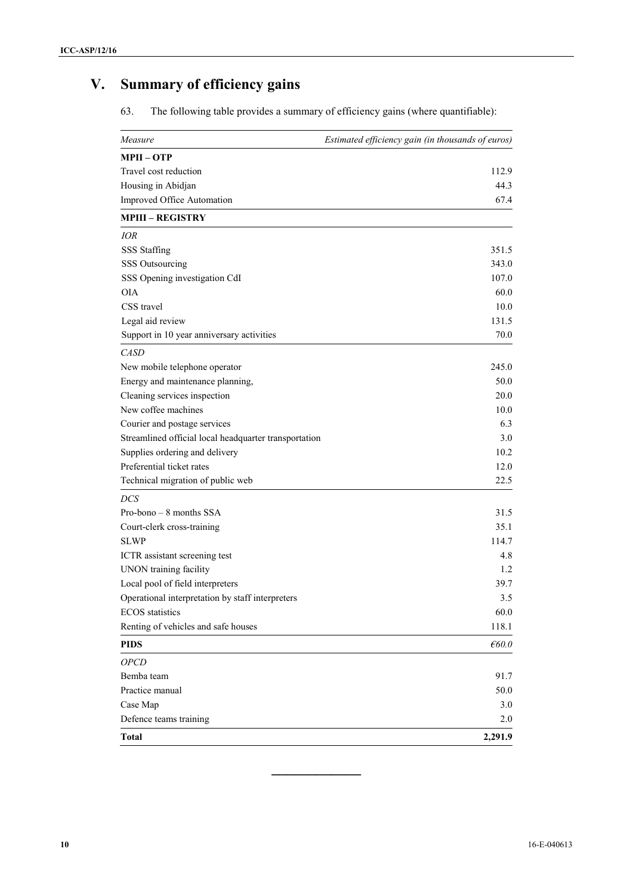# V. Summary of efficiency gains

63. The following table provides a summary of efficiency gains (where quantifiable):

| *Measure* | *Estimated efficiency gain (in thousands of euros)* |
|---|---|
| **MPII – OTP** | |
| Travel cost reduction | 112.9 |
| Housing in Abidjan | 44.3 |
| Improved Office Automation | 67.4 |
| **MPIII – REGISTRY** | |
| *IOR* | |
| SSS Staffing | 351.5 |
| SSS Outsourcing | 343.0 |
| SSS Opening investigation CdI | 107.0 |
| OIA | 60.0 |
| CSS travel | 10.0 |
| Legal aid review | 131.5 |
| Support in 10 year anniversary activities | 70.0 |
| *CASD* | |
| New mobile telephone operator | 245.0 |
| Energy and maintenance planning, | 50.0 |
| Cleaning services inspection | 20.0 |
| New coffee machines | 10.0 |
| Courier and postage services | 6.3 |
| Streamlined official local headquarter transportation | 3.0 |
| Supplies ordering and delivery | 10.2 |
| Preferential ticket rates | 12.0 |
| Technical migration of public web | 22.5 |
| *DCS* | |
| Pro-bono – 8 months SSA | 31.5 |
| Court-clerk cross-training | 35.1 |
| SLWP | 114.7 |
| ICTR assistant screening test | 4.8 |
| UNON training facility | 1.2 |
| Local pool of field interpreters | 39.7 |
| Operational interpretation by staff interpreters | 3.5 |
| ECOS statistics | 60.0 |
| Renting of vehicles and safe houses | 118.1 |
| **PIDS** | *€60.0* |
| *OPCD* | |
| Bemba team | 91.7 |
| Practice manual | 50.0 |
| Case Map | 3.0 |
| Defence teams training | 2.0 |
| **Total** | **2,291.9** |